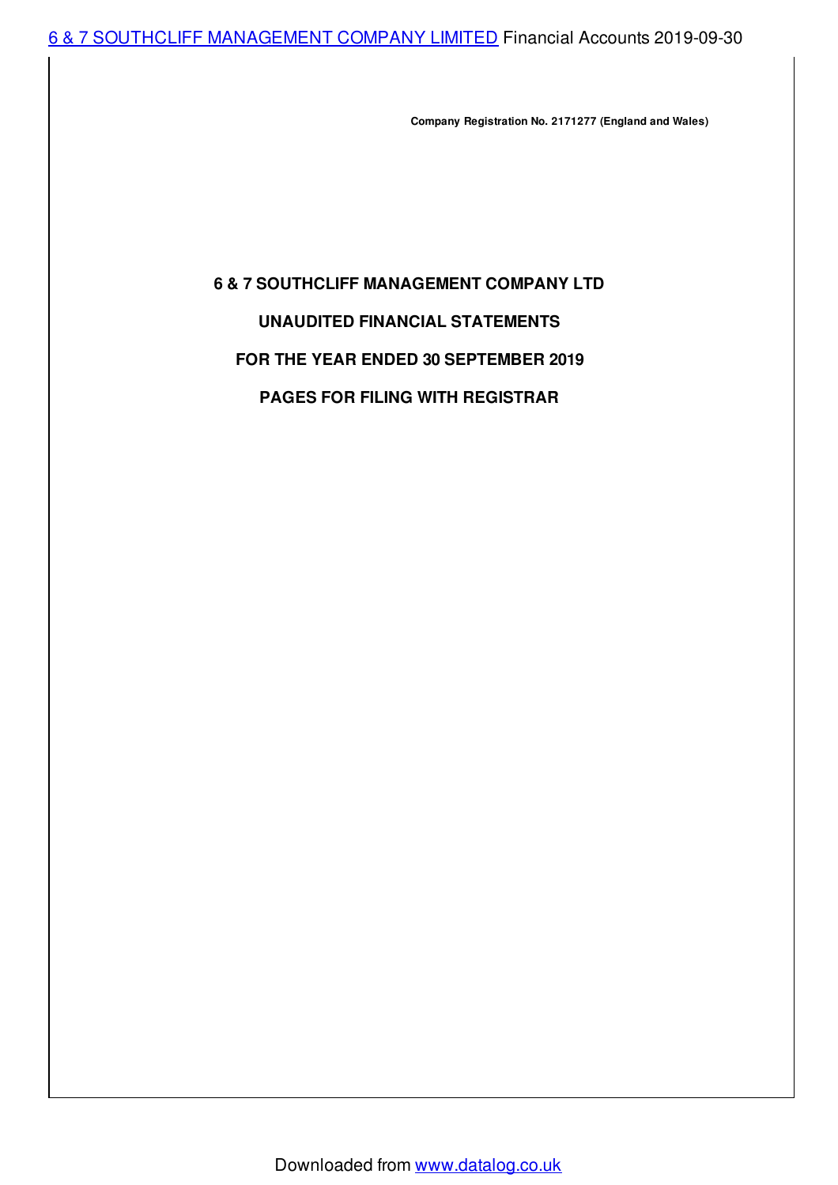**Company Registration No. 2171277 (England and Wales)**

# 6 & 7 SOUTHCLIFF MANAGEMENT COMPANY LTD

## UNAUDITED FINANCIAL STATEMENTS

## FOR THE YEAR ENDED 30 SEPTEMBER 2019

## PAGES FOR FILING WITH REGISTRAR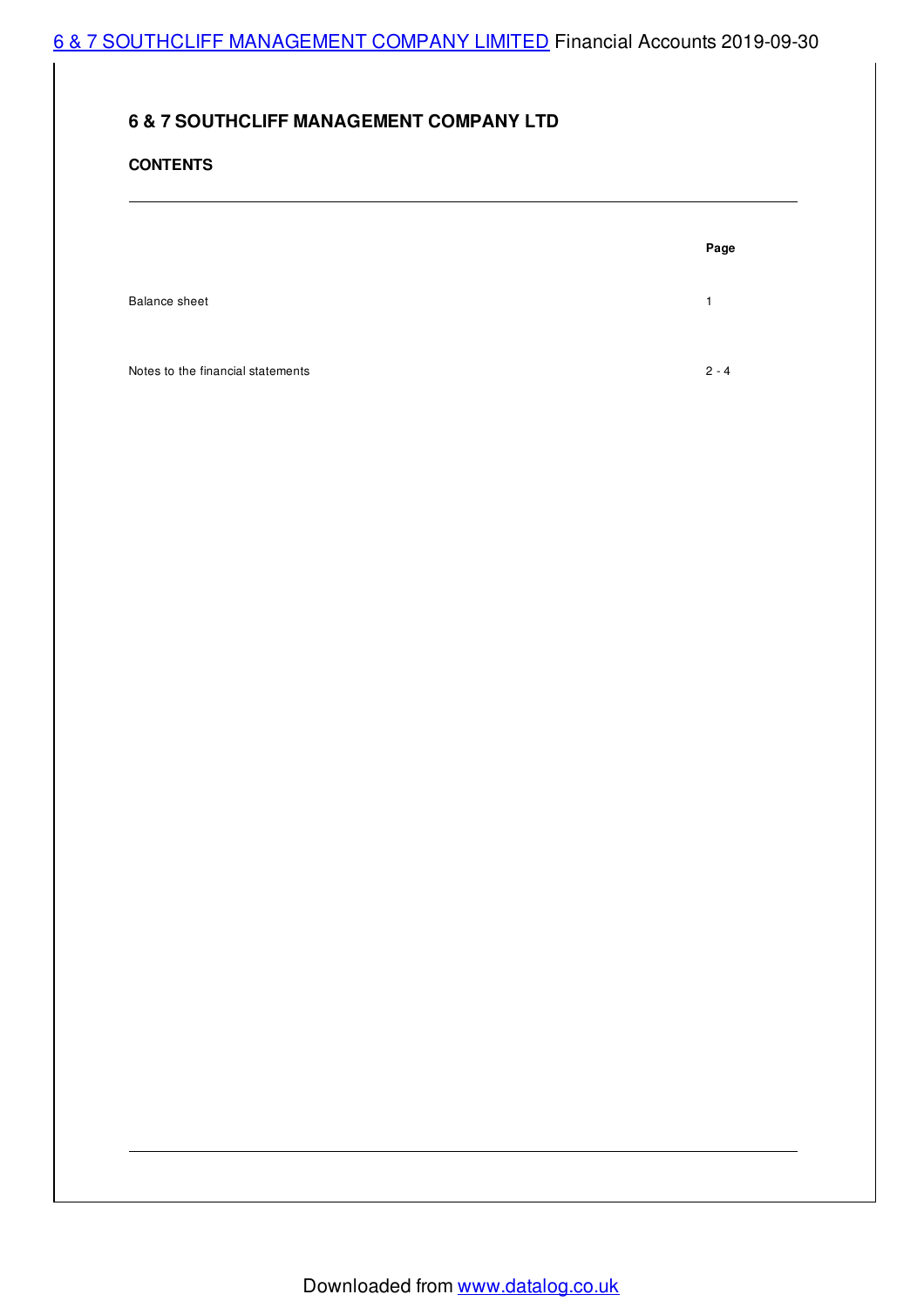## 6 & 7 SOUTHCLIFF MANAGEMENT COMPANY LTD

### CONTENTS

| | Page |
|---|---|
| Balance sheet | 1 |
| Notes to the financial statements | 2 - 4 |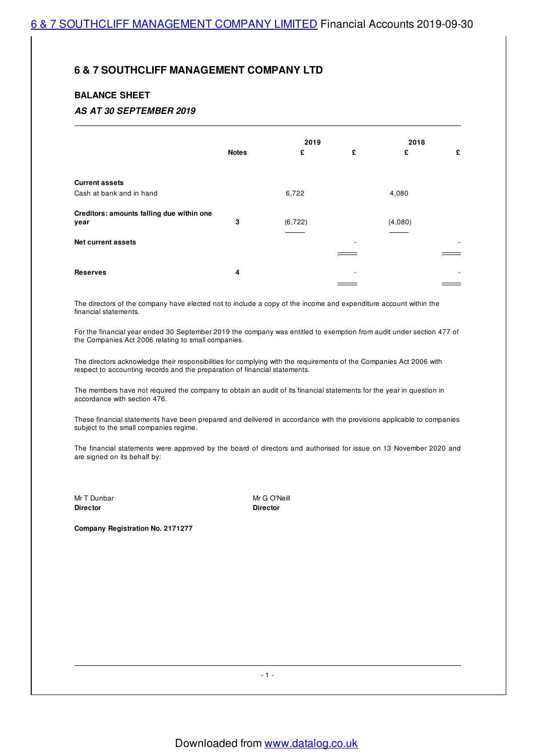# 6 & 7 SOUTHCLIFF MANAGEMENT COMPANY LTD

## BALANCE SHEET

### *AS AT 30 SEPTEMBER 2019*

| | Notes | 2019 £ | 2019 £ | 2018 £ | 2018 £ |
|---|---|---|---|---|---|
| **Current assets** | | | | | |
| Cash at bank and in hand | | 6,722 | | 4,080 | |
| **Creditors: amounts falling due within one year** | 3 | (6,722) | | (4,080) | |
| **Net current assets** | | | - | | - |
| **Reserves** | 4 | | - | | - |

The directors of the company have elected not to include a copy of the income and expenditure account within the financial statements.

For the financial year ended 30 September 2019 the company was entitled to exemption from audit under section 477 of the Companies Act 2006 relating to small companies.

The directors acknowledge their responsibilities for complying with the requirements of the Companies Act 2006 with respect to accounting records and the preparation of financial statements.

The members have not required the company to obtain an audit of its financial statements for the year in question in accordance with section 476.

These financial statements have been prepared and delivered in accordance with the provisions applicable to companies subject to the small companies regime.

The financial statements were approved by the board of directors and authorised for issue on 13 November 2020 and are signed on its behalf by:

Mr T Dunbar
**Director**

Mr G O'Neill
**Director**

**Company Registration No. 2171277**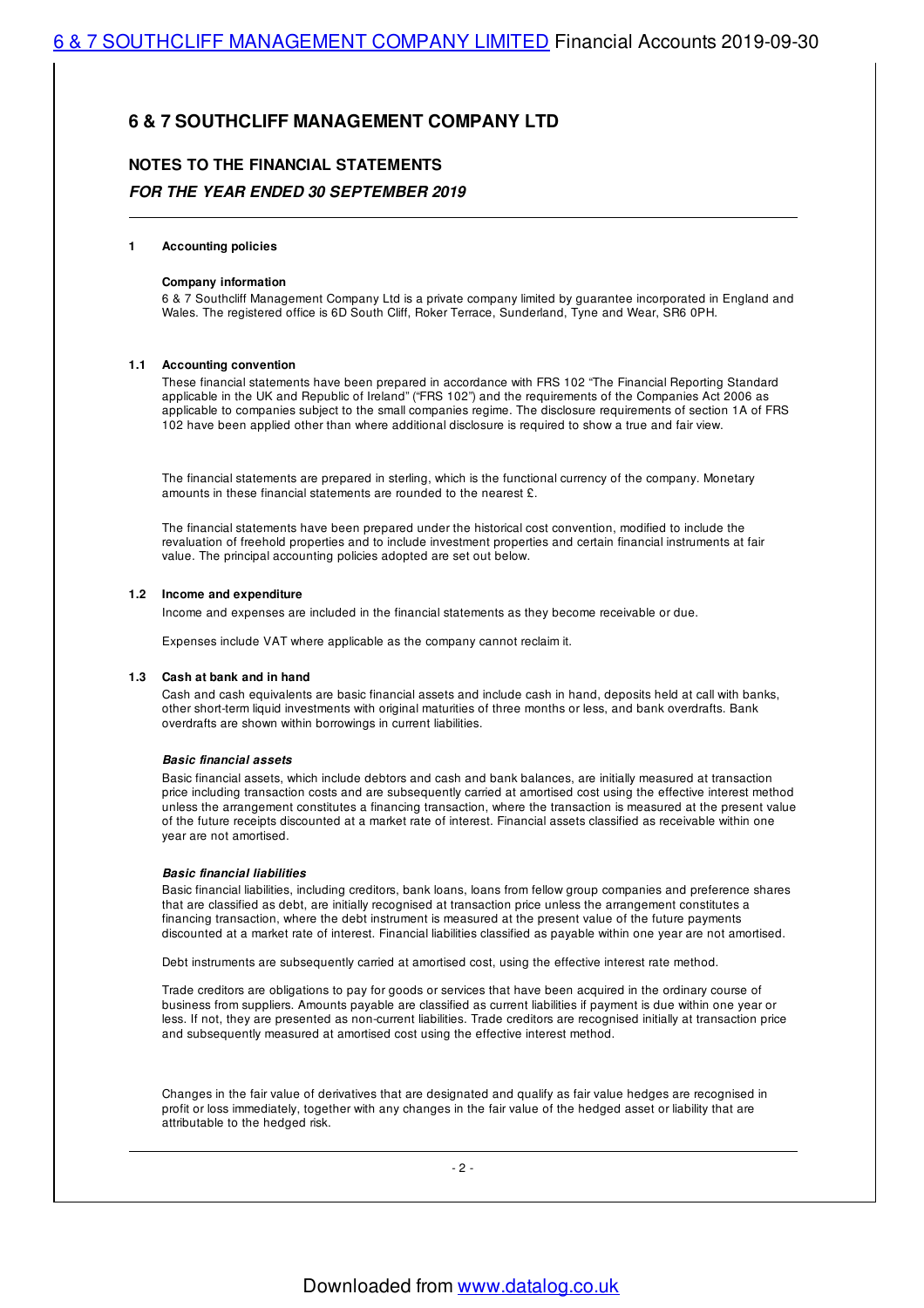# 6 & 7 SOUTHCLIFF MANAGEMENT COMPANY LTD

## NOTES TO THE FINANCIAL STATEMENTS

### *FOR THE YEAR ENDED 30 SEPTEMBER 2019*

**1 Accounting policies**

**Company information**

6 & 7 Southcliff Management Company Ltd is a private company limited by guarantee incorporated in England and Wales. The registered office is 6D South Cliff, Roker Terrace, Sunderland, Tyne and Wear, SR6 0PH.

**1.1 Accounting convention**

These financial statements have been prepared in accordance with FRS 102 "The Financial Reporting Standard applicable in the UK and Republic of Ireland" ("FRS 102") and the requirements of the Companies Act 2006 as applicable to companies subject to the small companies regime. The disclosure requirements of section 1A of FRS 102 have been applied other than where additional disclosure is required to show a true and fair view.

The financial statements are prepared in sterling, which is the functional currency of the company. Monetary amounts in these financial statements are rounded to the nearest £.

The financial statements have been prepared under the historical cost convention, modified to include the revaluation of freehold properties and to include investment properties and certain financial instruments at fair value. The principal accounting policies adopted are set out below.

**1.2 Income and expenditure**

Income and expenses are included in the financial statements as they become receivable or due.

Expenses include VAT where applicable as the company cannot reclaim it.

**1.3 Cash at bank and in hand**

Cash and cash equivalents are basic financial assets and include cash in hand, deposits held at call with banks, other short-term liquid investments with original maturities of three months or less, and bank overdrafts. Bank overdrafts are shown within borrowings in current liabilities.

***Basic financial assets***

Basic financial assets, which include debtors and cash and bank balances, are initially measured at transaction price including transaction costs and are subsequently carried at amortised cost using the effective interest method unless the arrangement constitutes a financing transaction, where the transaction is measured at the present value of the future receipts discounted at a market rate of interest. Financial assets classified as receivable within one year are not amortised.

***Basic financial liabilities***

Basic financial liabilities, including creditors, bank loans, loans from fellow group companies and preference shares that are classified as debt, are initially recognised at transaction price unless the arrangement constitutes a financing transaction, where the debt instrument is measured at the present value of the future payments discounted at a market rate of interest. Financial liabilities classified as payable within one year are not amortised.

Debt instruments are subsequently carried at amortised cost, using the effective interest rate method.

Trade creditors are obligations to pay for goods or services that have been acquired in the ordinary course of business from suppliers. Amounts payable are classified as current liabilities if payment is due within one year or less. If not, they are presented as non-current liabilities. Trade creditors are recognised initially at transaction price and subsequently measured at amortised cost using the effective interest method.

Changes in the fair value of derivatives that are designated and qualify as fair value hedges are recognised in profit or loss immediately, together with any changes in the fair value of the hedged asset or liability that are attributable to the hedged risk.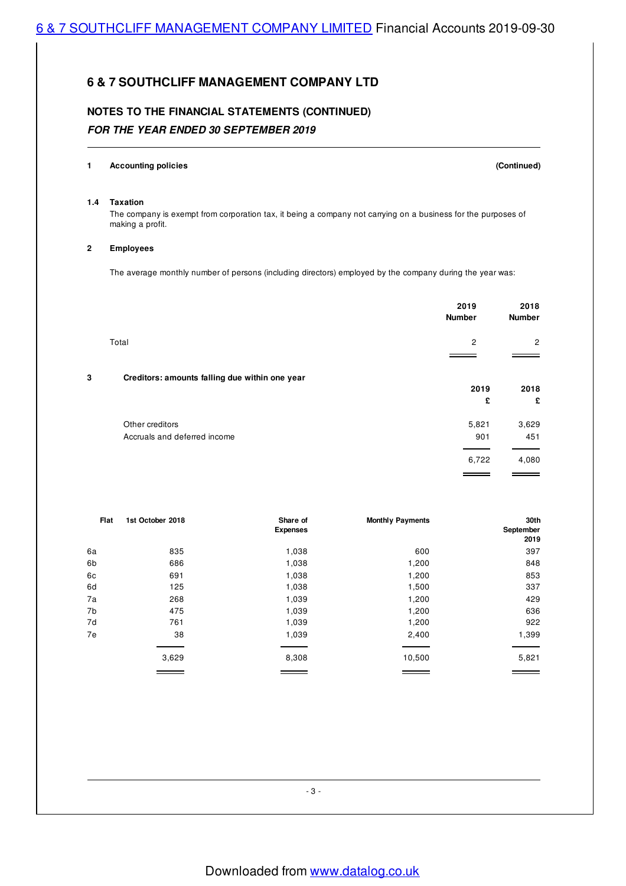# 6 & 7 SOUTHCLIFF MANAGEMENT COMPANY LTD

## NOTES TO THE FINANCIAL STATEMENTS (CONTINUED)

### *FOR THE YEAR ENDED 30 SEPTEMBER 2019*

**1 Accounting policies** **(Continued)**

**1.4 Taxation**

The company is exempt from corporation tax, it being a company not carrying on a business for the purposes of making a profit.

**2 Employees**

The average monthly number of persons (including directors) employed by the company during the year was:

| | 2019 Number | 2018 Number |
|---|---|---|
| Total | 2 | 2 |

**3 Creditors: amounts falling due within one year**

| | 2019 £ | 2018 £ |
|---|---|---|
| Other creditors | 5,821 | 3,629 |
| Accruals and deferred income | 901 | 451 |
| | 6,722 | 4,080 |

| Flat | 1st October 2018 | Share of Expenses | Monthly Payments | 30th September 2019 |
|---|---|---|---|---|
| 6a | 835 | 1,038 | 600 | 397 |
| 6b | 686 | 1,038 | 1,200 | 848 |
| 6c | 691 | 1,038 | 1,200 | 853 |
| 6d | 125 | 1,038 | 1,500 | 337 |
| 7a | 268 | 1,039 | 1,200 | 429 |
| 7b | 475 | 1,039 | 1,200 | 636 |
| 7d | 761 | 1,039 | 1,200 | 922 |
| 7e | 38 | 1,039 | 2,400 | 1,399 |
| | 3,629 | 8,308 | 10,500 | 5,821 |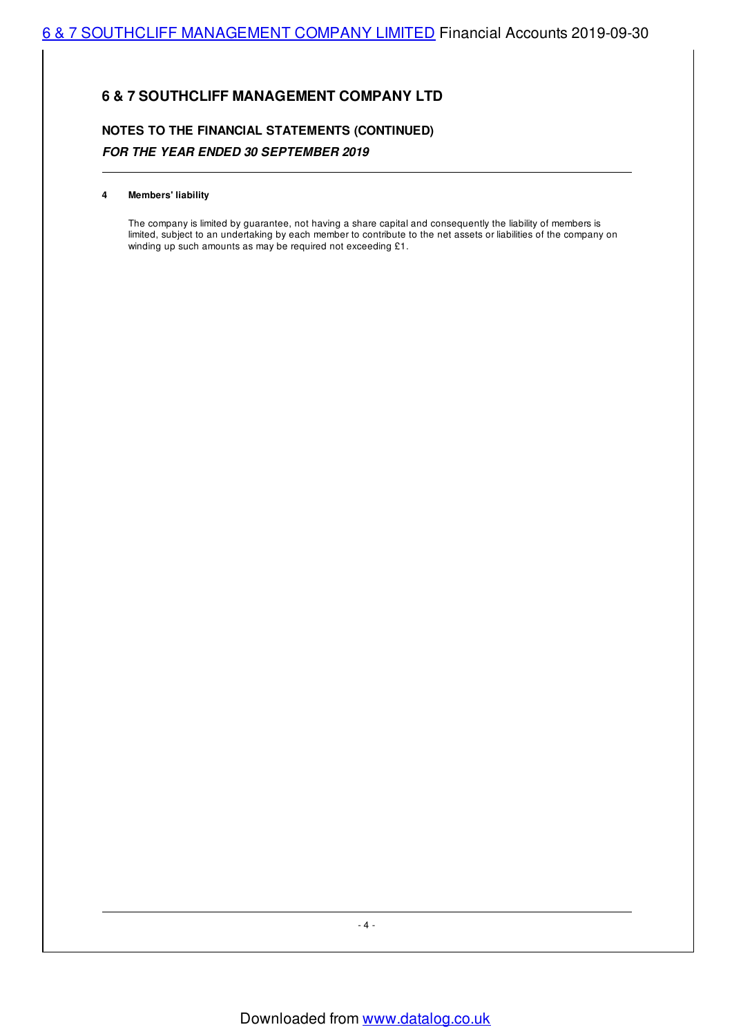## 6 & 7 SOUTHCLIFF MANAGEMENT COMPANY LTD

### NOTES TO THE FINANCIAL STATEMENTS (CONTINUED)

***FOR THE YEAR ENDED 30 SEPTEMBER 2019***

**4 Members' liability**

The company is limited by guarantee, not having a share capital and consequently the liability of members is limited, subject to an undertaking by each member to contribute to the net assets or liabilities of the company on winding up such amounts as may be required not exceeding £1.